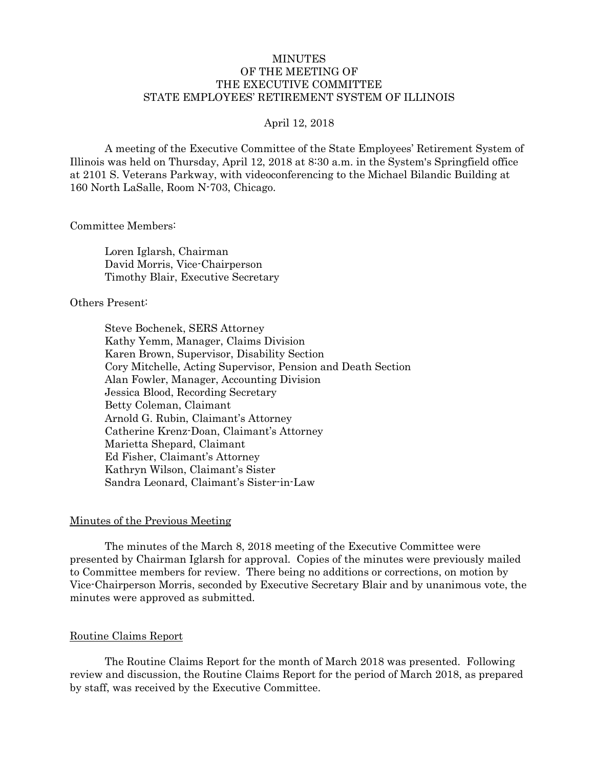# MINUTES
# OF THE MEETING OF
# THE EXECUTIVE COMMITTEE
# STATE EMPLOYEES' RETIREMENT SYSTEM OF ILLINOIS

April 12, 2018

A meeting of the Executive Committee of the State Employees' Retirement System of Illinois was held on Thursday, April 12, 2018 at 8:30 a.m. in the System's Springfield office at 2101 S. Veterans Parkway, with videoconferencing to the Michael Bilandic Building at 160 North LaSalle, Room N-703, Chicago.

Committee Members:

Loren Iglarsh, Chairman
David Morris, Vice-Chairperson
Timothy Blair, Executive Secretary

Others Present:

Steve Bochenek, SERS Attorney
Kathy Yemm, Manager, Claims Division
Karen Brown, Supervisor, Disability Section
Cory Mitchelle, Acting Supervisor, Pension and Death Section
Alan Fowler, Manager, Accounting Division
Jessica Blood, Recording Secretary
Betty Coleman, Claimant
Arnold G. Rubin, Claimant's Attorney
Catherine Krenz-Doan, Claimant's Attorney
Marietta Shepard, Claimant
Ed Fisher, Claimant's Attorney
Kathryn Wilson, Claimant's Sister
Sandra Leonard, Claimant's Sister-in-Law

## Minutes of the Previous Meeting

The minutes of the March 8, 2018 meeting of the Executive Committee were presented by Chairman Iglarsh for approval. Copies of the minutes were previously mailed to Committee members for review. There being no additions or corrections, on motion by Vice-Chairperson Morris, seconded by Executive Secretary Blair and by unanimous vote, the minutes were approved as submitted.

## Routine Claims Report

The Routine Claims Report for the month of March 2018 was presented. Following review and discussion, the Routine Claims Report for the period of March 2018, as prepared by staff, was received by the Executive Committee.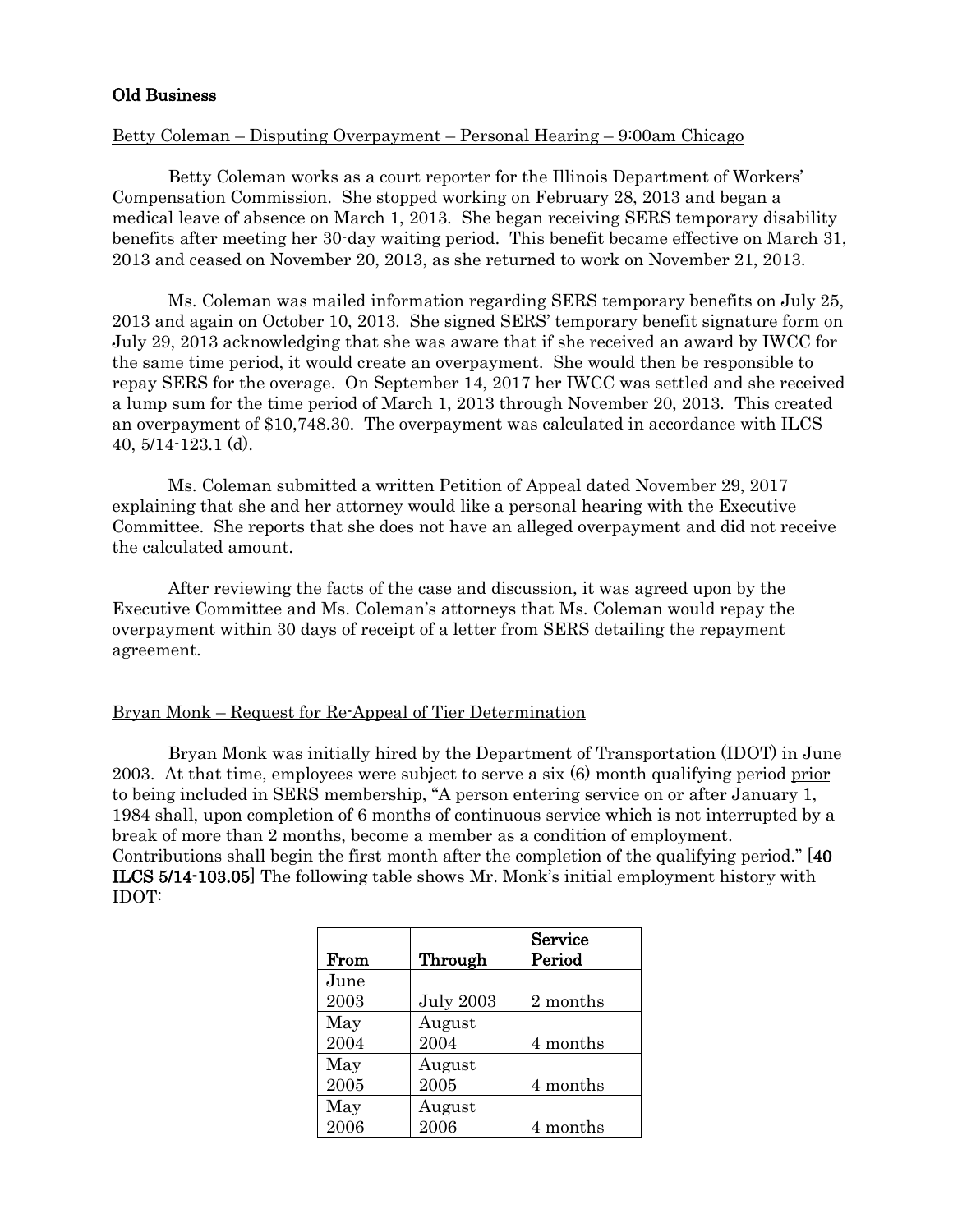## Old Business

Betty Coleman – Disputing Overpayment – Personal Hearing – 9:00am Chicago

Betty Coleman works as a court reporter for the Illinois Department of Workers' Compensation Commission. She stopped working on February 28, 2013 and began a medical leave of absence on March 1, 2013. She began receiving SERS temporary disability benefits after meeting her 30-day waiting period. This benefit became effective on March 31, 2013 and ceased on November 20, 2013, as she returned to work on November 21, 2013.

Ms. Coleman was mailed information regarding SERS temporary benefits on July 25, 2013 and again on October 10, 2013. She signed SERS' temporary benefit signature form on July 29, 2013 acknowledging that she was aware that if she received an award by IWCC for the same time period, it would create an overpayment. She would then be responsible to repay SERS for the overage. On September 14, 2017 her IWCC was settled and she received a lump sum for the time period of March 1, 2013 through November 20, 2013. This created an overpayment of $10,748.30. The overpayment was calculated in accordance with ILCS 40, 5/14-123.1 (d).

Ms. Coleman submitted a written Petition of Appeal dated November 29, 2017 explaining that she and her attorney would like a personal hearing with the Executive Committee. She reports that she does not have an alleged overpayment and did not receive the calculated amount.

After reviewing the facts of the case and discussion, it was agreed upon by the Executive Committee and Ms. Coleman's attorneys that Ms. Coleman would repay the overpayment within 30 days of receipt of a letter from SERS detailing the repayment agreement.

Bryan Monk – Request for Re-Appeal of Tier Determination

Bryan Monk was initially hired by the Department of Transportation (IDOT) in June 2003. At that time, employees were subject to serve a six (6) month qualifying period prior to being included in SERS membership, "A person entering service on or after January 1, 1984 shall, upon completion of 6 months of continuous service which is not interrupted by a break of more than 2 months, become a member as a condition of employment. Contributions shall begin the first month after the completion of the qualifying period." [**40 ILCS 5/14-103.05**] The following table shows Mr. Monk's initial employment history with IDOT:

| From | Through | Service Period |
|---|---|---|
| June 2003 | July 2003 | 2 months |
| May 2004 | August 2004 | 4 months |
| May 2005 | August 2005 | 4 months |
| May 2006 | August 2006 | 4 months |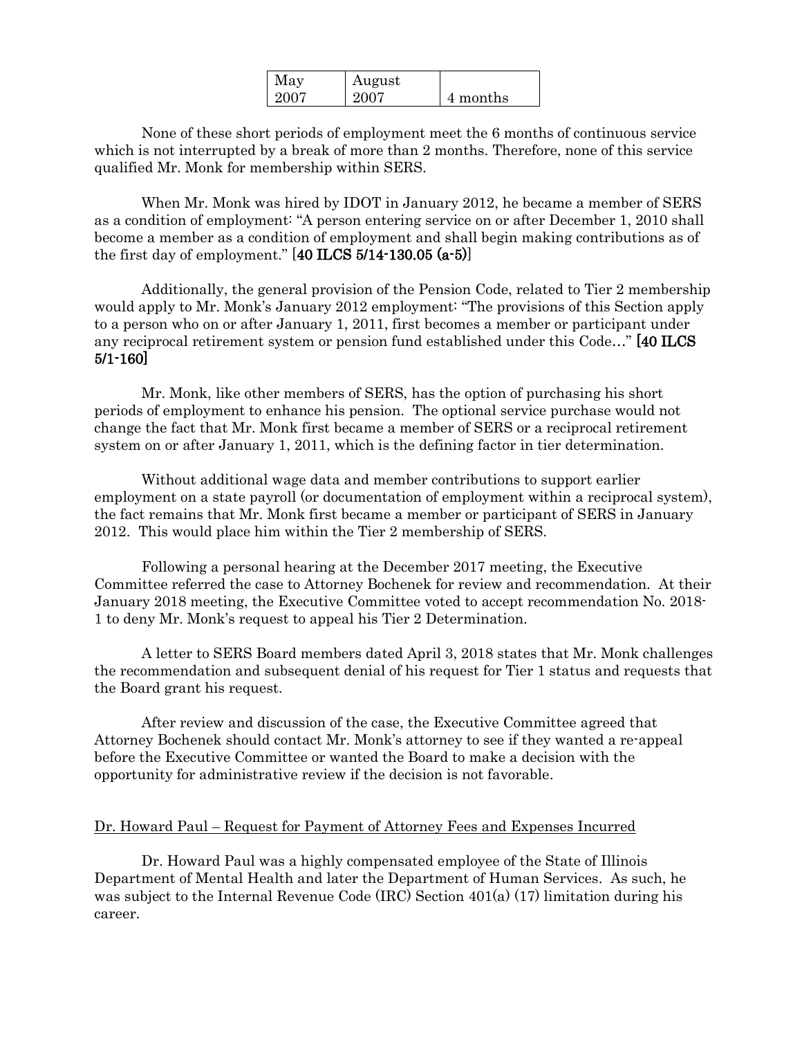| May 2007 | August 2007 | 4 months |
|---|---|---|

None of these short periods of employment meet the 6 months of continuous service which is not interrupted by a break of more than 2 months. Therefore, none of this service qualified Mr. Monk for membership within SERS.

When Mr. Monk was hired by IDOT in January 2012, he became a member of SERS as a condition of employment: "A person entering service on or after December 1, 2010 shall become a member as a condition of employment and shall begin making contributions as of the first day of employment." **[40 ILCS 5/14-130.05 (a-5)]**

Additionally, the general provision of the Pension Code, related to Tier 2 membership would apply to Mr. Monk's January 2012 employment: "The provisions of this Section apply to a person who on or after January 1, 2011, first becomes a member or participant under any reciprocal retirement system or pension fund established under this Code…" **[40 ILCS 5/1-160]**

Mr. Monk, like other members of SERS, has the option of purchasing his short periods of employment to enhance his pension. The optional service purchase would not change the fact that Mr. Monk first became a member of SERS or a reciprocal retirement system on or after January 1, 2011, which is the defining factor in tier determination.

Without additional wage data and member contributions to support earlier employment on a state payroll (or documentation of employment within a reciprocal system), the fact remains that Mr. Monk first became a member or participant of SERS in January 2012. This would place him within the Tier 2 membership of SERS.

Following a personal hearing at the December 2017 meeting, the Executive Committee referred the case to Attorney Bochenek for review and recommendation. At their January 2018 meeting, the Executive Committee voted to accept recommendation No. 2018-1 to deny Mr. Monk's request to appeal his Tier 2 Determination.

A letter to SERS Board members dated April 3, 2018 states that Mr. Monk challenges the recommendation and subsequent denial of his request for Tier 1 status and requests that the Board grant his request.

After review and discussion of the case, the Executive Committee agreed that Attorney Bochenek should contact Mr. Monk's attorney to see if they wanted a re-appeal before the Executive Committee or wanted the Board to make a decision with the opportunity for administrative review if the decision is not favorable.

Dr. Howard Paul – Request for Payment of Attorney Fees and Expenses Incurred

Dr. Howard Paul was a highly compensated employee of the State of Illinois Department of Mental Health and later the Department of Human Services. As such, he was subject to the Internal Revenue Code (IRC) Section 401(a) (17) limitation during his career.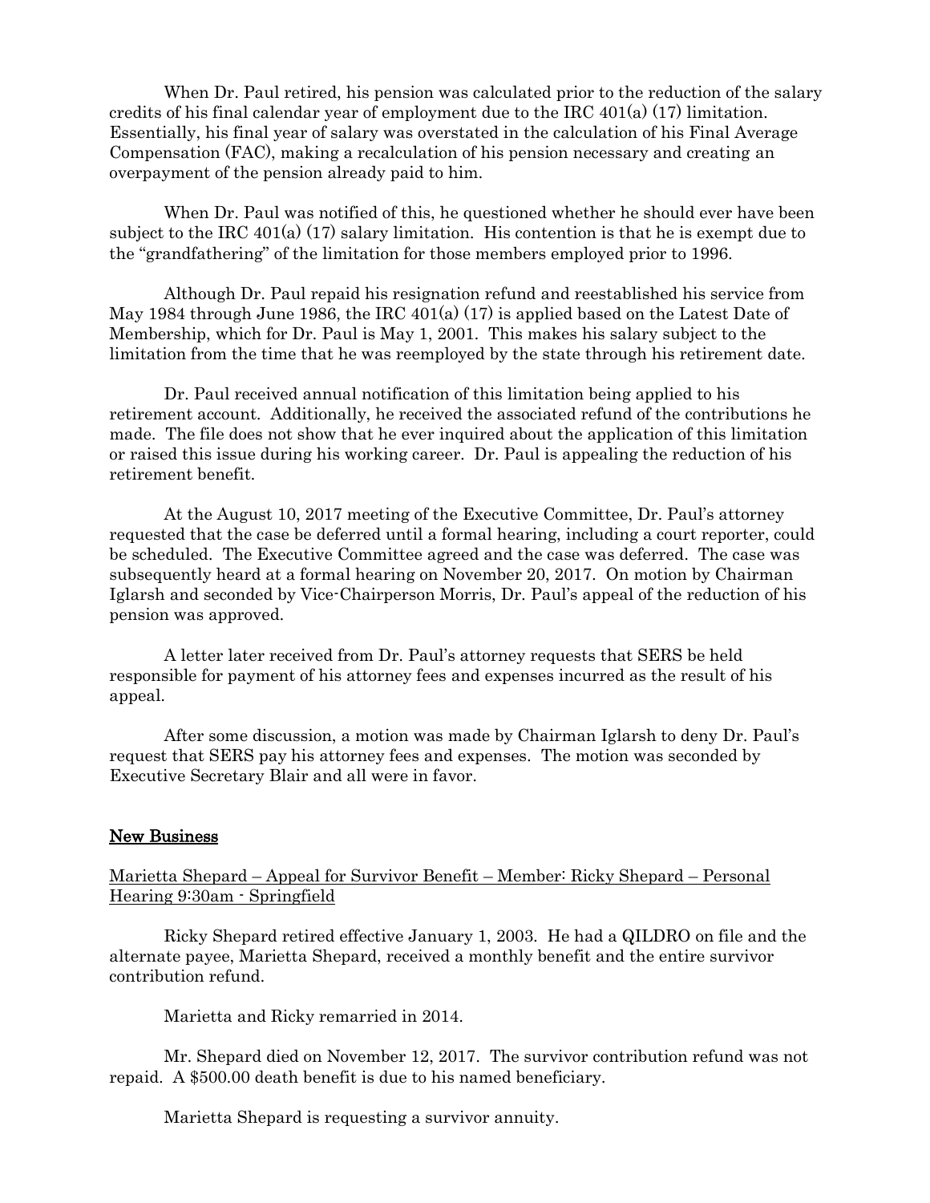When Dr. Paul retired, his pension was calculated prior to the reduction of the salary credits of his final calendar year of employment due to the IRC 401(a) (17) limitation. Essentially, his final year of salary was overstated in the calculation of his Final Average Compensation (FAC), making a recalculation of his pension necessary and creating an overpayment of the pension already paid to him.

When Dr. Paul was notified of this, he questioned whether he should ever have been subject to the IRC 401(a) (17) salary limitation. His contention is that he is exempt due to the "grandfathering" of the limitation for those members employed prior to 1996.

Although Dr. Paul repaid his resignation refund and reestablished his service from May 1984 through June 1986, the IRC 401(a) (17) is applied based on the Latest Date of Membership, which for Dr. Paul is May 1, 2001. This makes his salary subject to the limitation from the time that he was reemployed by the state through his retirement date.

Dr. Paul received annual notification of this limitation being applied to his retirement account. Additionally, he received the associated refund of the contributions he made. The file does not show that he ever inquired about the application of this limitation or raised this issue during his working career. Dr. Paul is appealing the reduction of his retirement benefit.

At the August 10, 2017 meeting of the Executive Committee, Dr. Paul's attorney requested that the case be deferred until a formal hearing, including a court reporter, could be scheduled. The Executive Committee agreed and the case was deferred. The case was subsequently heard at a formal hearing on November 20, 2017. On motion by Chairman Iglarsh and seconded by Vice-Chairperson Morris, Dr. Paul's appeal of the reduction of his pension was approved.

A letter later received from Dr. Paul's attorney requests that SERS be held responsible for payment of his attorney fees and expenses incurred as the result of his appeal.

After some discussion, a motion was made by Chairman Iglarsh to deny Dr. Paul's request that SERS pay his attorney fees and expenses. The motion was seconded by Executive Secretary Blair and all were in favor.

## New Business

Marietta Shepard – Appeal for Survivor Benefit – Member: Ricky Shepard – Personal Hearing 9:30am - Springfield

Ricky Shepard retired effective January 1, 2003. He had a QILDRO on file and the alternate payee, Marietta Shepard, received a monthly benefit and the entire survivor contribution refund.

Marietta and Ricky remarried in 2014.

Mr. Shepard died on November 12, 2017. The survivor contribution refund was not repaid. A $500.00 death benefit is due to his named beneficiary.

Marietta Shepard is requesting a survivor annuity.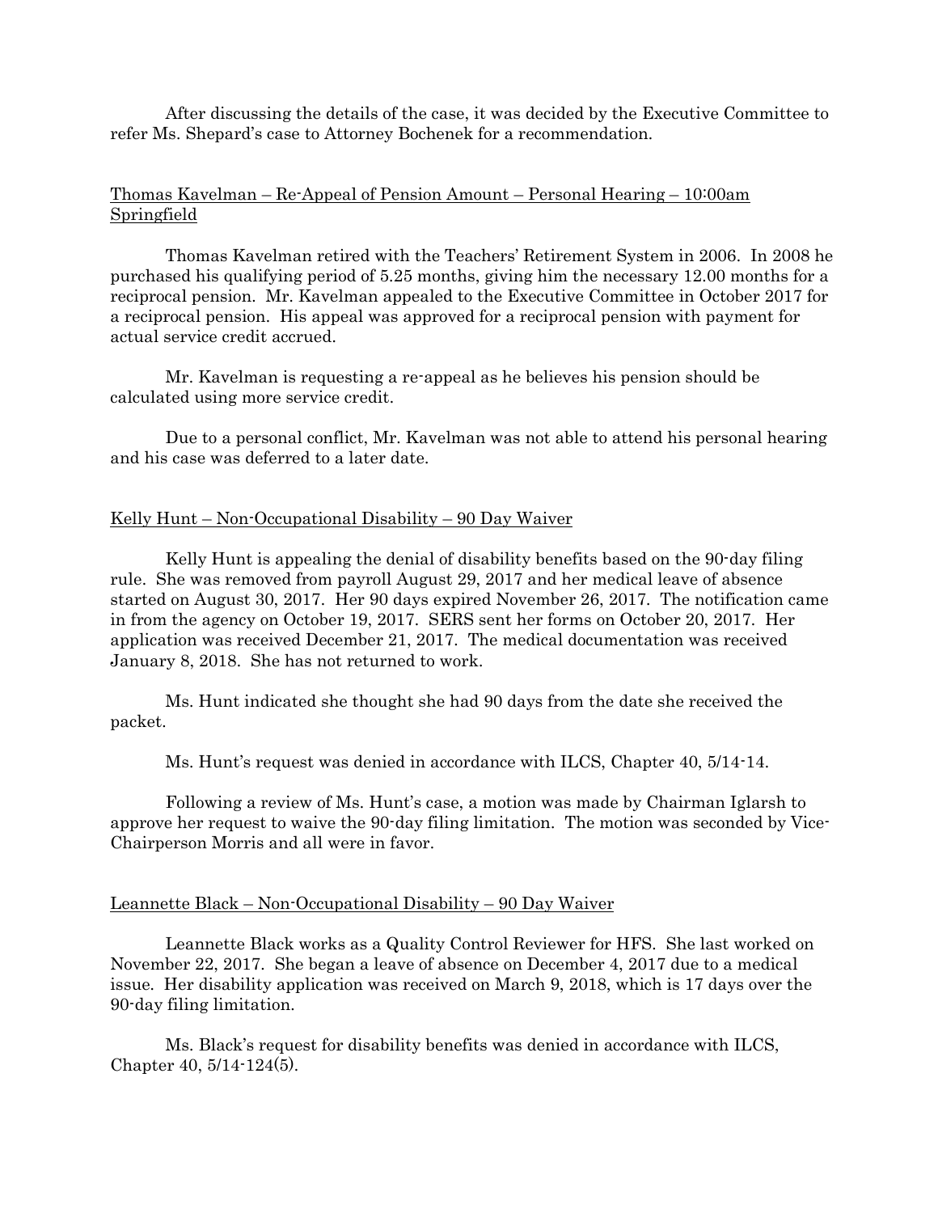After discussing the details of the case, it was decided by the Executive Committee to refer Ms. Shepard's case to Attorney Bochenek for a recommendation.

<u>Thomas Kavelman – Re-Appeal of Pension Amount – Personal Hearing – 10:00am Springfield</u>

Thomas Kavelman retired with the Teachers' Retirement System in 2006. In 2008 he purchased his qualifying period of 5.25 months, giving him the necessary 12.00 months for a reciprocal pension. Mr. Kavelman appealed to the Executive Committee in October 2017 for a reciprocal pension. His appeal was approved for a reciprocal pension with payment for actual service credit accrued.

Mr. Kavelman is requesting a re-appeal as he believes his pension should be calculated using more service credit.

Due to a personal conflict, Mr. Kavelman was not able to attend his personal hearing and his case was deferred to a later date.

<u>Kelly Hunt – Non-Occupational Disability – 90 Day Waiver</u>

Kelly Hunt is appealing the denial of disability benefits based on the 90-day filing rule. She was removed from payroll August 29, 2017 and her medical leave of absence started on August 30, 2017. Her 90 days expired November 26, 2017. The notification came in from the agency on October 19, 2017. SERS sent her forms on October 20, 2017. Her application was received December 21, 2017. The medical documentation was received January 8, 2018. She has not returned to work.

Ms. Hunt indicated she thought she had 90 days from the date she received the packet.

Ms. Hunt's request was denied in accordance with ILCS, Chapter 40, 5/14-14.

Following a review of Ms. Hunt's case, a motion was made by Chairman Iglarsh to approve her request to waive the 90-day filing limitation. The motion was seconded by Vice-Chairperson Morris and all were in favor.

<u>Leannette Black – Non-Occupational Disability – 90 Day Waiver</u>

Leannette Black works as a Quality Control Reviewer for HFS. She last worked on November 22, 2017. She began a leave of absence on December 4, 2017 due to a medical issue. Her disability application was received on March 9, 2018, which is 17 days over the 90-day filing limitation.

Ms. Black's request for disability benefits was denied in accordance with ILCS, Chapter 40, 5/14-124(5).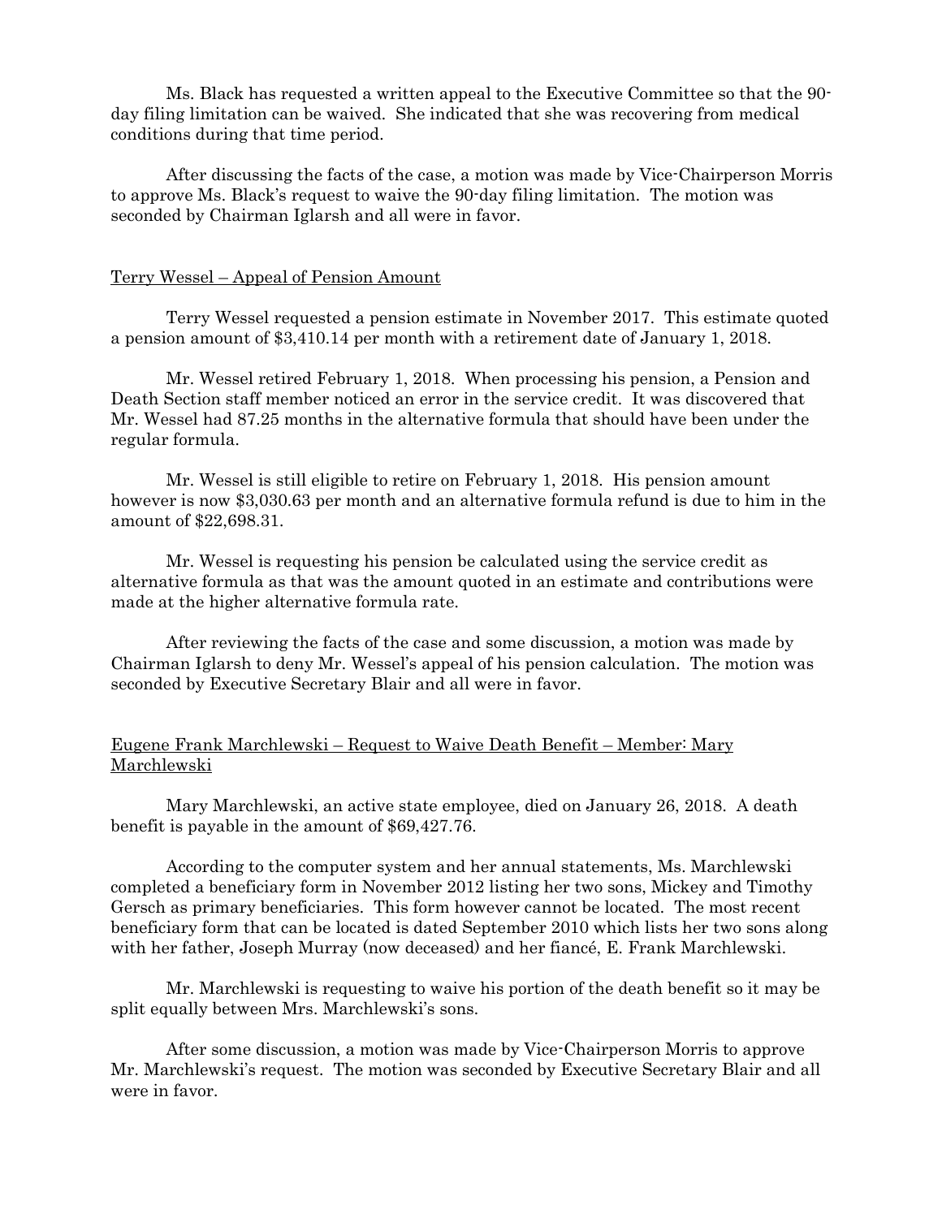Ms. Black has requested a written appeal to the Executive Committee so that the 90-day filing limitation can be waived. She indicated that she was recovering from medical conditions during that time period.

After discussing the facts of the case, a motion was made by Vice-Chairperson Morris to approve Ms. Black's request to waive the 90-day filing limitation. The motion was seconded by Chairman Iglarsh and all were in favor.

<u>Terry Wessel – Appeal of Pension Amount</u>

Terry Wessel requested a pension estimate in November 2017. This estimate quoted a pension amount of $3,410.14 per month with a retirement date of January 1, 2018.

Mr. Wessel retired February 1, 2018. When processing his pension, a Pension and Death Section staff member noticed an error in the service credit. It was discovered that Mr. Wessel had 87.25 months in the alternative formula that should have been under the regular formula.

Mr. Wessel is still eligible to retire on February 1, 2018. His pension amount however is now $3,030.63 per month and an alternative formula refund is due to him in the amount of $22,698.31.

Mr. Wessel is requesting his pension be calculated using the service credit as alternative formula as that was the amount quoted in an estimate and contributions were made at the higher alternative formula rate.

After reviewing the facts of the case and some discussion, a motion was made by Chairman Iglarsh to deny Mr. Wessel's appeal of his pension calculation. The motion was seconded by Executive Secretary Blair and all were in favor.

<u>Eugene Frank Marchlewski – Request to Waive Death Benefit – Member: Mary Marchlewski</u>

Mary Marchlewski, an active state employee, died on January 26, 2018. A death benefit is payable in the amount of $69,427.76.

According to the computer system and her annual statements, Ms. Marchlewski completed a beneficiary form in November 2012 listing her two sons, Mickey and Timothy Gersch as primary beneficiaries. This form however cannot be located. The most recent beneficiary form that can be located is dated September 2010 which lists her two sons along with her father, Joseph Murray (now deceased) and her fiancé, E. Frank Marchlewski.

Mr. Marchlewski is requesting to waive his portion of the death benefit so it may be split equally between Mrs. Marchlewski's sons.

After some discussion, a motion was made by Vice-Chairperson Morris to approve Mr. Marchlewski's request. The motion was seconded by Executive Secretary Blair and all were in favor.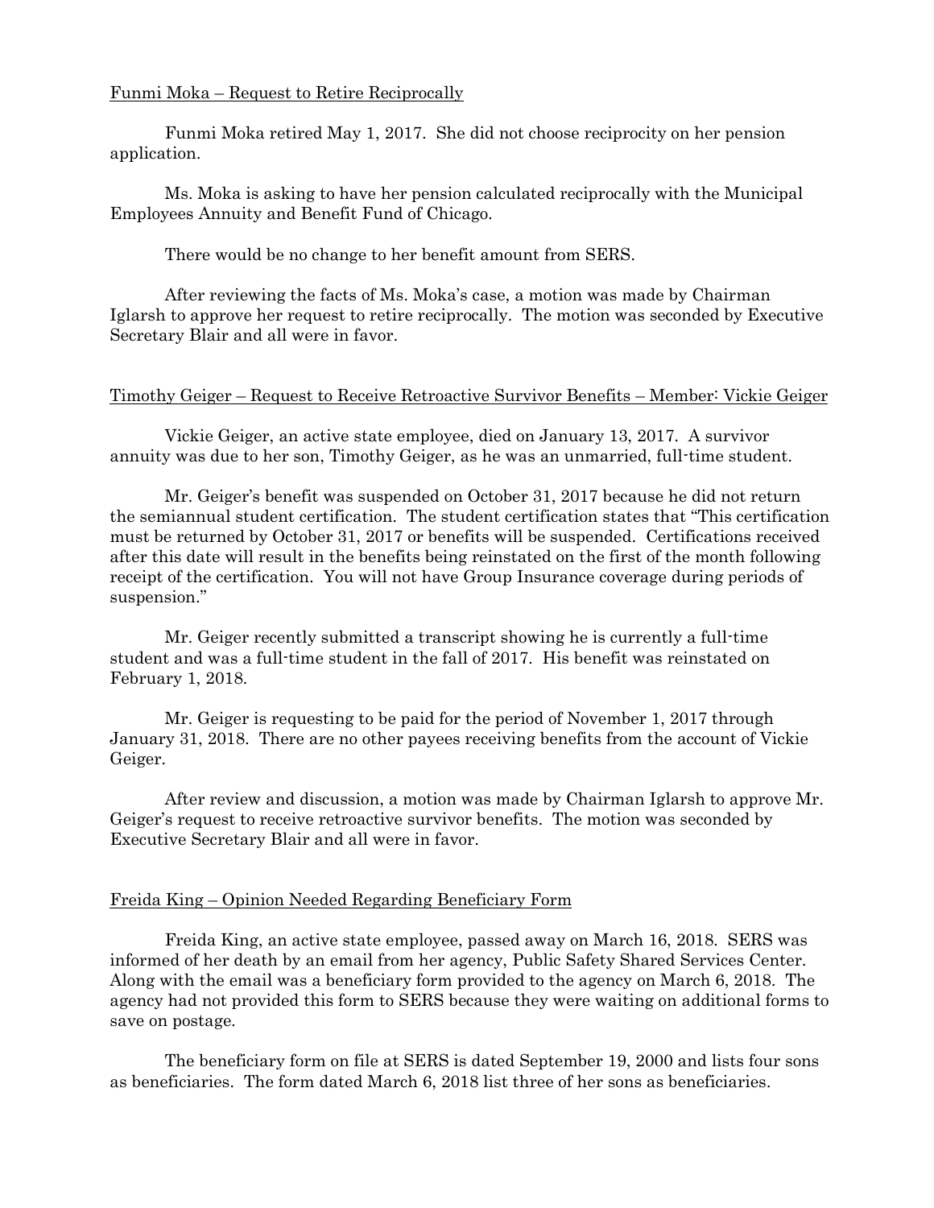Funmi Moka – Request to Retire Reciprocally

Funmi Moka retired May 1, 2017. She did not choose reciprocity on her pension application.

Ms. Moka is asking to have her pension calculated reciprocally with the Municipal Employees Annuity and Benefit Fund of Chicago.

There would be no change to her benefit amount from SERS.

After reviewing the facts of Ms. Moka's case, a motion was made by Chairman Iglarsh to approve her request to retire reciprocally. The motion was seconded by Executive Secretary Blair and all were in favor.

Timothy Geiger – Request to Receive Retroactive Survivor Benefits – Member: Vickie Geiger

Vickie Geiger, an active state employee, died on January 13, 2017. A survivor annuity was due to her son, Timothy Geiger, as he was an unmarried, full-time student.

Mr. Geiger's benefit was suspended on October 31, 2017 because he did not return the semiannual student certification. The student certification states that "This certification must be returned by October 31, 2017 or benefits will be suspended. Certifications received after this date will result in the benefits being reinstated on the first of the month following receipt of the certification. You will not have Group Insurance coverage during periods of suspension."

Mr. Geiger recently submitted a transcript showing he is currently a full-time student and was a full-time student in the fall of 2017. His benefit was reinstated on February 1, 2018.

Mr. Geiger is requesting to be paid for the period of November 1, 2017 through January 31, 2018. There are no other payees receiving benefits from the account of Vickie Geiger.

After review and discussion, a motion was made by Chairman Iglarsh to approve Mr. Geiger's request to receive retroactive survivor benefits. The motion was seconded by Executive Secretary Blair and all were in favor.

Freida King – Opinion Needed Regarding Beneficiary Form

Freida King, an active state employee, passed away on March 16, 2018. SERS was informed of her death by an email from her agency, Public Safety Shared Services Center. Along with the email was a beneficiary form provided to the agency on March 6, 2018. The agency had not provided this form to SERS because they were waiting on additional forms to save on postage.

The beneficiary form on file at SERS is dated September 19, 2000 and lists four sons as beneficiaries. The form dated March 6, 2018 list three of her sons as beneficiaries.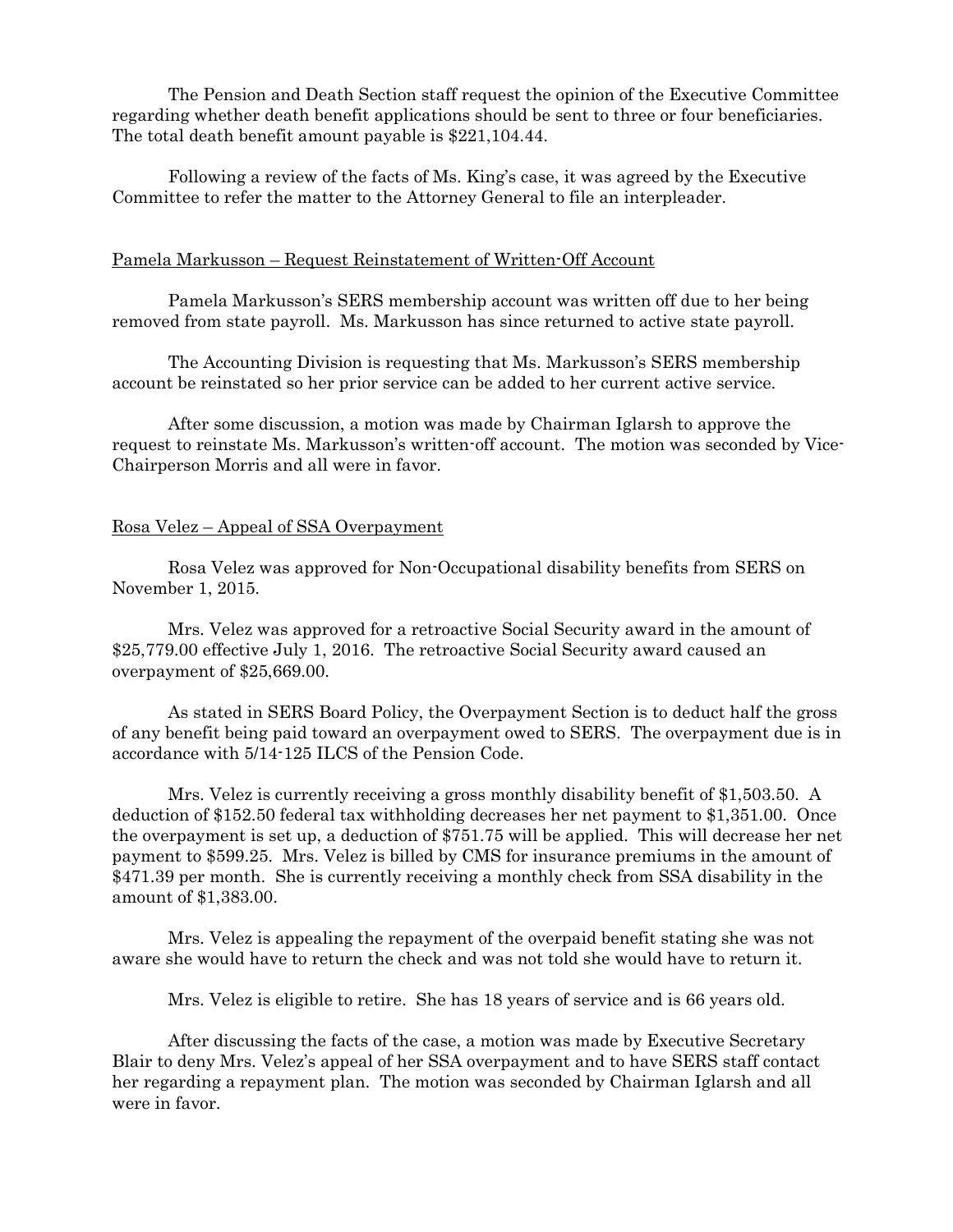The Pension and Death Section staff request the opinion of the Executive Committee regarding whether death benefit applications should be sent to three or four beneficiaries. The total death benefit amount payable is $221,104.44.

Following a review of the facts of Ms. King's case, it was agreed by the Executive Committee to refer the matter to the Attorney General to file an interpleader.

<u>Pamela Markusson – Request Reinstatement of Written-Off Account</u>

Pamela Markusson's SERS membership account was written off due to her being removed from state payroll. Ms. Markusson has since returned to active state payroll.

The Accounting Division is requesting that Ms. Markusson's SERS membership account be reinstated so her prior service can be added to her current active service.

After some discussion, a motion was made by Chairman Iglarsh to approve the request to reinstate Ms. Markusson's written-off account. The motion was seconded by Vice-Chairperson Morris and all were in favor.

<u>Rosa Velez – Appeal of SSA Overpayment</u>

Rosa Velez was approved for Non-Occupational disability benefits from SERS on November 1, 2015.

Mrs. Velez was approved for a retroactive Social Security award in the amount of $25,779.00 effective July 1, 2016. The retroactive Social Security award caused an overpayment of $25,669.00.

As stated in SERS Board Policy, the Overpayment Section is to deduct half the gross of any benefit being paid toward an overpayment owed to SERS. The overpayment due is in accordance with 5/14-125 ILCS of the Pension Code.

Mrs. Velez is currently receiving a gross monthly disability benefit of $1,503.50. A deduction of $152.50 federal tax withholding decreases her net payment to $1,351.00. Once the overpayment is set up, a deduction of $751.75 will be applied. This will decrease her net payment to $599.25. Mrs. Velez is billed by CMS for insurance premiums in the amount of $471.39 per month. She is currently receiving a monthly check from SSA disability in the amount of $1,383.00.

Mrs. Velez is appealing the repayment of the overpaid benefit stating she was not aware she would have to return the check and was not told she would have to return it.

Mrs. Velez is eligible to retire. She has 18 years of service and is 66 years old.

After discussing the facts of the case, a motion was made by Executive Secretary Blair to deny Mrs. Velez's appeal of her SSA overpayment and to have SERS staff contact her regarding a repayment plan. The motion was seconded by Chairman Iglarsh and all were in favor.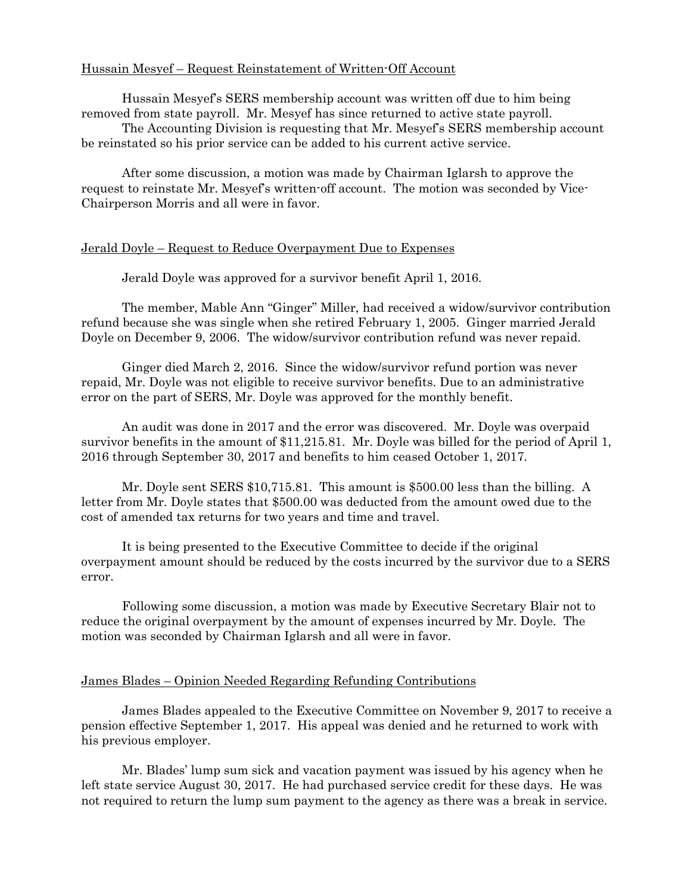Hussain Mesyef – Request Reinstatement of Written-Off Account

Hussain Mesyef's SERS membership account was written off due to him being removed from state payroll. Mr. Mesyef has since returned to active state payroll.

The Accounting Division is requesting that Mr. Mesyef's SERS membership account be reinstated so his prior service can be added to his current active service.

After some discussion, a motion was made by Chairman Iglarsh to approve the request to reinstate Mr. Mesyef's written-off account. The motion was seconded by Vice-Chairperson Morris and all were in favor.

Jerald Doyle – Request to Reduce Overpayment Due to Expenses

Jerald Doyle was approved for a survivor benefit April 1, 2016.

The member, Mable Ann "Ginger" Miller, had received a widow/survivor contribution refund because she was single when she retired February 1, 2005. Ginger married Jerald Doyle on December 9, 2006. The widow/survivor contribution refund was never repaid.

Ginger died March 2, 2016. Since the widow/survivor refund portion was never repaid, Mr. Doyle was not eligible to receive survivor benefits. Due to an administrative error on the part of SERS, Mr. Doyle was approved for the monthly benefit.

An audit was done in 2017 and the error was discovered. Mr. Doyle was overpaid survivor benefits in the amount of $11,215.81. Mr. Doyle was billed for the period of April 1, 2016 through September 30, 2017 and benefits to him ceased October 1, 2017.

Mr. Doyle sent SERS $10,715.81. This amount is $500.00 less than the billing. A letter from Mr. Doyle states that $500.00 was deducted from the amount owed due to the cost of amended tax returns for two years and time and travel.

It is being presented to the Executive Committee to decide if the original overpayment amount should be reduced by the costs incurred by the survivor due to a SERS error.

Following some discussion, a motion was made by Executive Secretary Blair not to reduce the original overpayment by the amount of expenses incurred by Mr. Doyle. The motion was seconded by Chairman Iglarsh and all were in favor.

James Blades – Opinion Needed Regarding Refunding Contributions

James Blades appealed to the Executive Committee on November 9, 2017 to receive a pension effective September 1, 2017. His appeal was denied and he returned to work with his previous employer.

Mr. Blades' lump sum sick and vacation payment was issued by his agency when he left state service August 30, 2017. He had purchased service credit for these days. He was not required to return the lump sum payment to the agency as there was a break in service.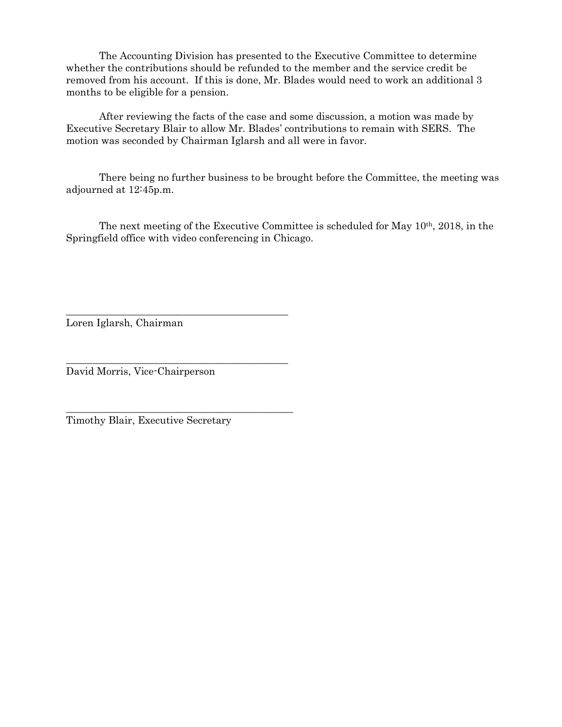The Accounting Division has presented to the Executive Committee to determine whether the contributions should be refunded to the member and the service credit be removed from his account. If this is done, Mr. Blades would need to work an additional 3 months to be eligible for a pension.

After reviewing the facts of the case and some discussion, a motion was made by Executive Secretary Blair to allow Mr. Blades' contributions to remain with SERS. The motion was seconded by Chairman Iglarsh and all were in favor.

There being no further business to be brought before the Committee, the meeting was adjourned at 12:45p.m.

The next meeting of the Executive Committee is scheduled for May 10th, 2018, in the Springfield office with video conferencing in Chicago.

\_\_\_\_\_\_\_\_\_\_\_\_\_\_\_\_\_\_\_\_\_\_\_\_\_\_\_\_\_\_\_\_\_\_\_\_\_\_\_\_\_\_\_\_

Loren Iglarsh, Chairman

\_\_\_\_\_\_\_\_\_\_\_\_\_\_\_\_\_\_\_\_\_\_\_\_\_\_\_\_\_\_\_\_\_\_\_\_\_\_\_\_\_\_\_\_

David Morris, Vice-Chairperson

\_\_\_\_\_\_\_\_\_\_\_\_\_\_\_\_\_\_\_\_\_\_\_\_\_\_\_\_\_\_\_\_\_\_\_\_\_\_\_\_\_\_\_\_

Timothy Blair, Executive Secretary